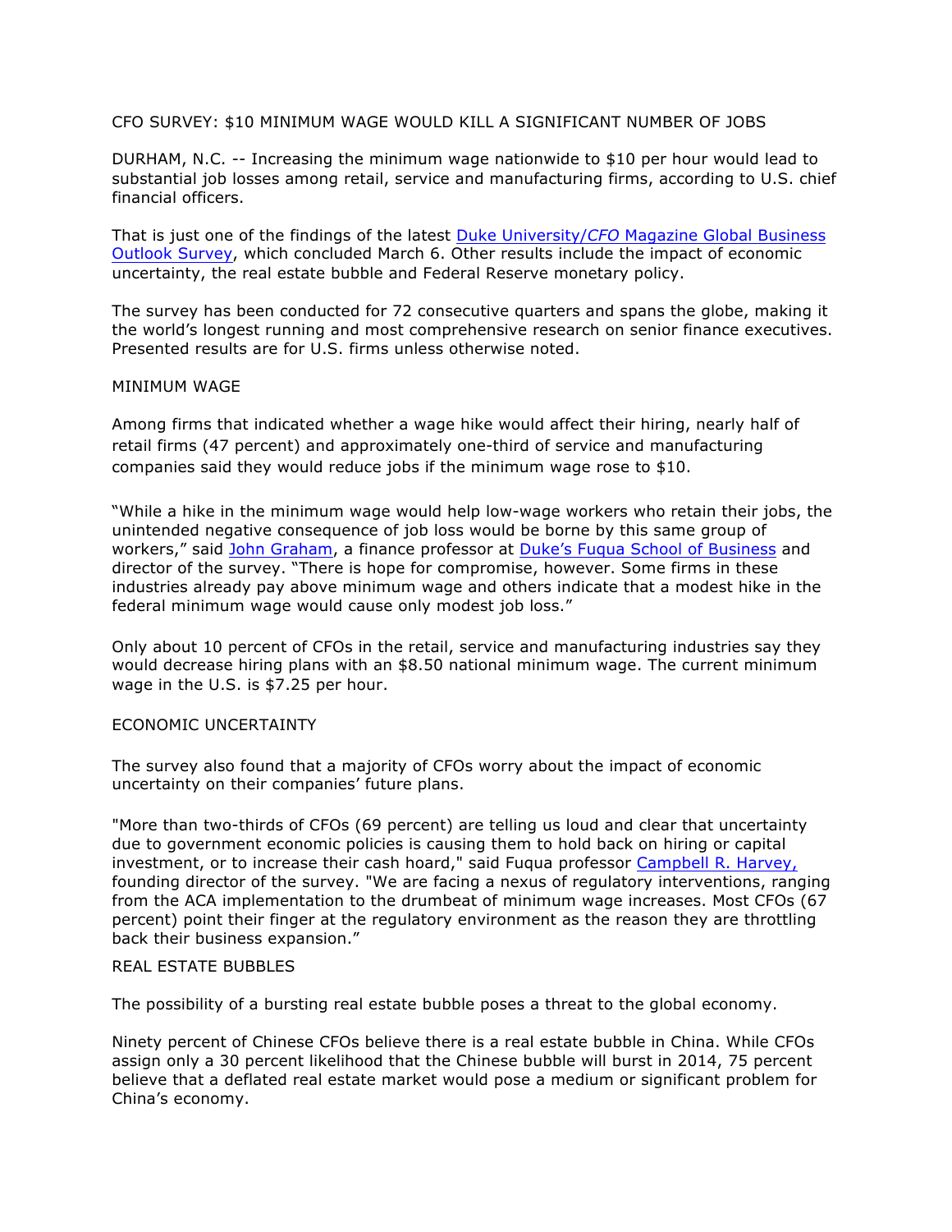# CFO SURVEY: $10 MINIMUM WAGE WOULD KILL A SIGNIFICANT NUMBER OF JOBS

DURHAM, N.C. -- Increasing the minimum wage nationwide to $10 per hour would lead to substantial job losses among retail, service and manufacturing firms, according to U.S. chief financial officers.

That is just one of the findings of the latest Duke University/*CFO* Magazine Global Business Outlook Survey, which concluded March 6. Other results include the impact of economic uncertainty, the real estate bubble and Federal Reserve monetary policy.

The survey has been conducted for 72 consecutive quarters and spans the globe, making it the world's longest running and most comprehensive research on senior finance executives. Presented results are for U.S. firms unless otherwise noted.

## MINIMUM WAGE

Among firms that indicated whether a wage hike would affect their hiring, nearly half of retail firms (47 percent) and approximately one-third of service and manufacturing companies said they would reduce jobs if the minimum wage rose to $10.

"While a hike in the minimum wage would help low-wage workers who retain their jobs, the unintended negative consequence of job loss would be borne by this same group of workers," said John Graham, a finance professor at Duke's Fuqua School of Business and director of the survey. "There is hope for compromise, however. Some firms in these industries already pay above minimum wage and others indicate that a modest hike in the federal minimum wage would cause only modest job loss."

Only about 10 percent of CFOs in the retail, service and manufacturing industries say they would decrease hiring plans with an $8.50 national minimum wage. The current minimum wage in the U.S. is $7.25 per hour.

## ECONOMIC UNCERTAINTY

The survey also found that a majority of CFOs worry about the impact of economic uncertainty on their companies' future plans.

"More than two-thirds of CFOs (69 percent) are telling us loud and clear that uncertainty due to government economic policies is causing them to hold back on hiring or capital investment, or to increase their cash hoard," said Fuqua professor Campbell R. Harvey, founding director of the survey. "We are facing a nexus of regulatory interventions, ranging from the ACA implementation to the drumbeat of minimum wage increases. Most CFOs (67 percent) point their finger at the regulatory environment as the reason they are throttling back their business expansion."

## REAL ESTATE BUBBLES

The possibility of a bursting real estate bubble poses a threat to the global economy.

Ninety percent of Chinese CFOs believe there is a real estate bubble in China. While CFOs assign only a 30 percent likelihood that the Chinese bubble will burst in 2014, 75 percent believe that a deflated real estate market would pose a medium or significant problem for China's economy.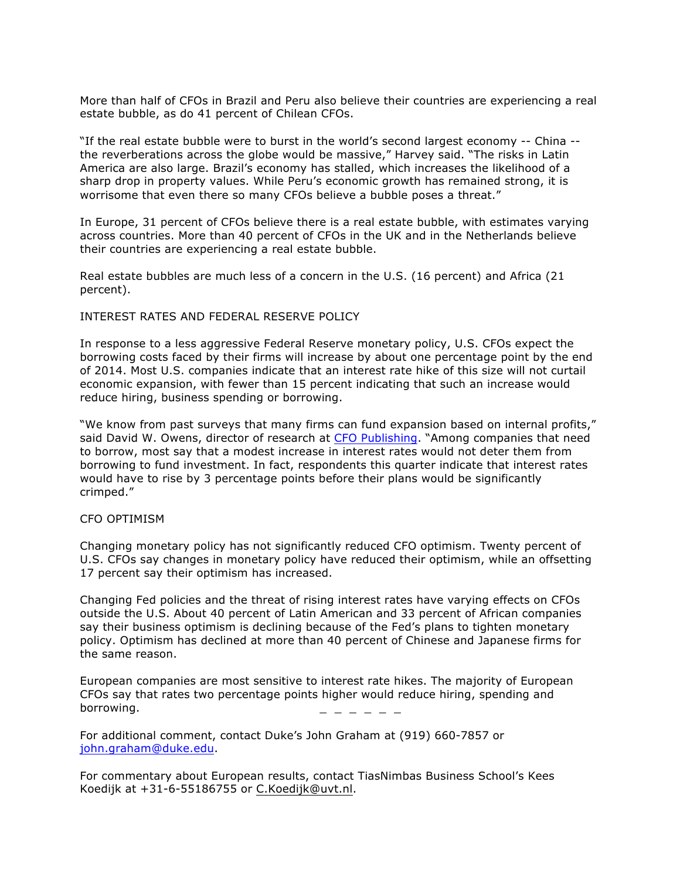More than half of CFOs in Brazil and Peru also believe their countries are experiencing a real estate bubble, as do 41 percent of Chilean CFOs.

"If the real estate bubble were to burst in the world's second largest economy -- China -- the reverberations across the globe would be massive," Harvey said. "The risks in Latin America are also large. Brazil's economy has stalled, which increases the likelihood of a sharp drop in property values. While Peru's economic growth has remained strong, it is worrisome that even there so many CFOs believe a bubble poses a threat."

In Europe, 31 percent of CFOs believe there is a real estate bubble, with estimates varying across countries. More than 40 percent of CFOs in the UK and in the Netherlands believe their countries are experiencing a real estate bubble.

Real estate bubbles are much less of a concern in the U.S. (16 percent) and Africa (21 percent).

## INTEREST RATES AND FEDERAL RESERVE POLICY

In response to a less aggressive Federal Reserve monetary policy, U.S. CFOs expect the borrowing costs faced by their firms will increase by about one percentage point by the end of 2014. Most U.S. companies indicate that an interest rate hike of this size will not curtail economic expansion, with fewer than 15 percent indicating that such an increase would reduce hiring, business spending or borrowing.

"We know from past surveys that many firms can fund expansion based on internal profits," said David W. Owens, director of research at CFO Publishing. "Among companies that need to borrow, most say that a modest increase in interest rates would not deter them from borrowing to fund investment. In fact, respondents this quarter indicate that interest rates would have to rise by 3 percentage points before their plans would be significantly crimped."

## CFO OPTIMISM

Changing monetary policy has not significantly reduced CFO optimism. Twenty percent of U.S. CFOs say changes in monetary policy have reduced their optimism, while an offsetting 17 percent say their optimism has increased.

Changing Fed policies and the threat of rising interest rates have varying effects on CFOs outside the U.S. About 40 percent of Latin American and 33 percent of African companies say their business optimism is declining because of the Fed's plans to tighten monetary policy. Optimism has declined at more than 40 percent of Chinese and Japanese firms for the same reason.

European companies are most sensitive to interest rate hikes. The majority of European CFOs say that rates two percentage points higher would reduce hiring, spending and borrowing.

_ _ _ _ _ _

For additional comment, contact Duke's John Graham at (919) 660-7857 or john.graham@duke.edu.

For commentary about European results, contact TiasNimbas Business School's Kees Koedijk at +31-6-55186755 or C.Koedijk@uvt.nl.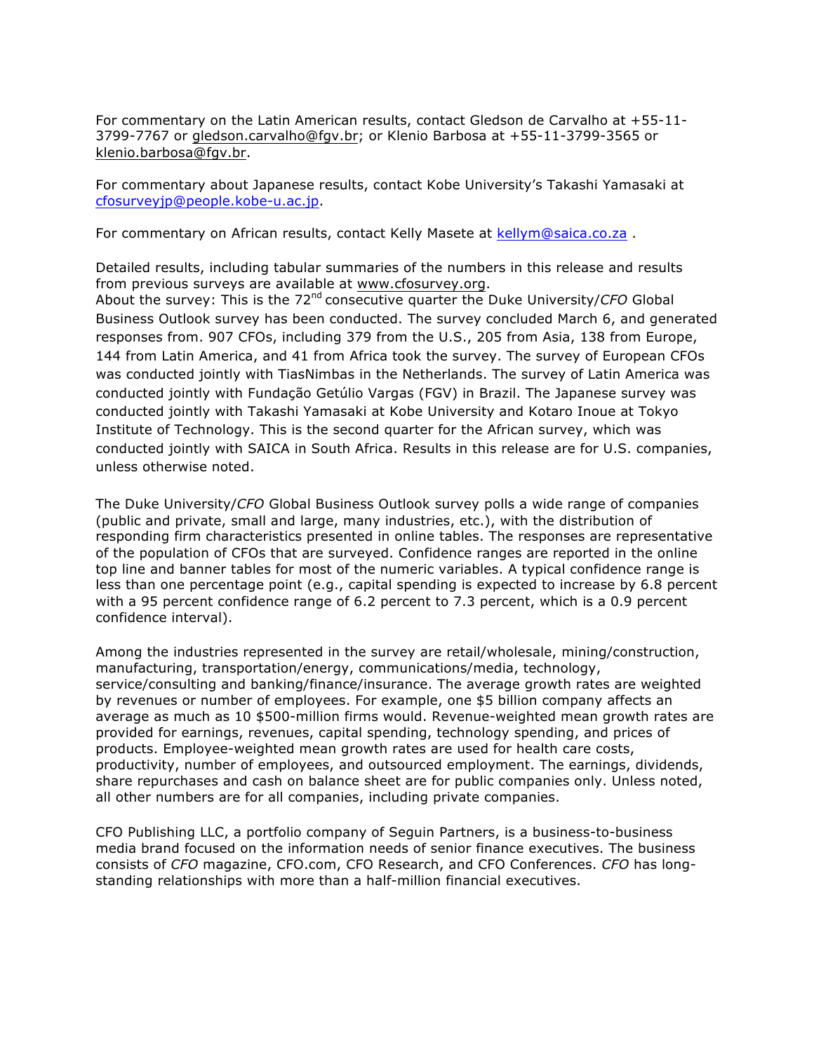For commentary on the Latin American results, contact Gledson de Carvalho at +55-11-3799-7767 or gledson.carvalho@fgv.br; or Klenio Barbosa at +55-11-3799-3565 or klenio.barbosa@fgv.br.

For commentary about Japanese results, contact Kobe University's Takashi Yamasaki at cfosurveyjp@people.kobe-u.ac.jp.

For commentary on African results, contact Kelly Masete at kellym@saica.co.za .

Detailed results, including tabular summaries of the numbers in this release and results from previous surveys are available at www.cfosurvey.org.
About the survey: This is the 72nd consecutive quarter the Duke University/*CFO* Global Business Outlook survey has been conducted. The survey concluded March 6, and generated responses from. 907 CFOs, including 379 from the U.S., 205 from Asia, 138 from Europe, 144 from Latin America, and 41 from Africa took the survey. The survey of European CFOs was conducted jointly with TiasNimbas in the Netherlands. The survey of Latin America was conducted jointly with Fundação Getúlio Vargas (FGV) in Brazil. The Japanese survey was conducted jointly with Takashi Yamasaki at Kobe University and Kotaro Inoue at Tokyo Institute of Technology. This is the second quarter for the African survey, which was conducted jointly with SAICA in South Africa. Results in this release are for U.S. companies, unless otherwise noted.

The Duke University/*CFO* Global Business Outlook survey polls a wide range of companies (public and private, small and large, many industries, etc.), with the distribution of responding firm characteristics presented in online tables. The responses are representative of the population of CFOs that are surveyed. Confidence ranges are reported in the online top line and banner tables for most of the numeric variables. A typical confidence range is less than one percentage point (e.g., capital spending is expected to increase by 6.8 percent with a 95 percent confidence range of 6.2 percent to 7.3 percent, which is a 0.9 percent confidence interval).

Among the industries represented in the survey are retail/wholesale, mining/construction, manufacturing, transportation/energy, communications/media, technology, service/consulting and banking/finance/insurance. The average growth rates are weighted by revenues or number of employees. For example, one $5 billion company affects an average as much as 10 $500-million firms would. Revenue-weighted mean growth rates are provided for earnings, revenues, capital spending, technology spending, and prices of products. Employee-weighted mean growth rates are used for health care costs, productivity, number of employees, and outsourced employment. The earnings, dividends, share repurchases and cash on balance sheet are for public companies only. Unless noted, all other numbers are for all companies, including private companies.

CFO Publishing LLC, a portfolio company of Seguin Partners, is a business-to-business media brand focused on the information needs of senior finance executives. The business consists of *CFO* magazine, CFO.com, CFO Research, and CFO Conferences. *CFO* has long-standing relationships with more than a half-million financial executives.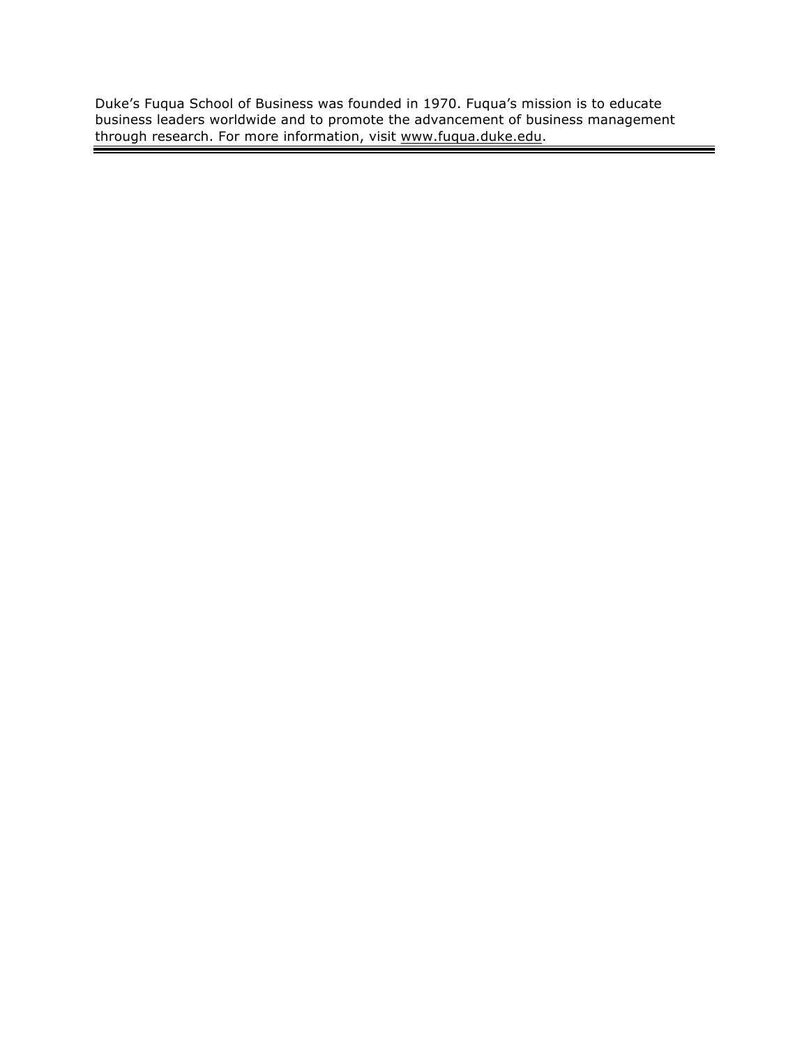Duke's Fuqua School of Business was founded in 1970. Fuqua's mission is to educate business leaders worldwide and to promote the advancement of business management through research. For more information, visit www.fuqua.duke.edu.